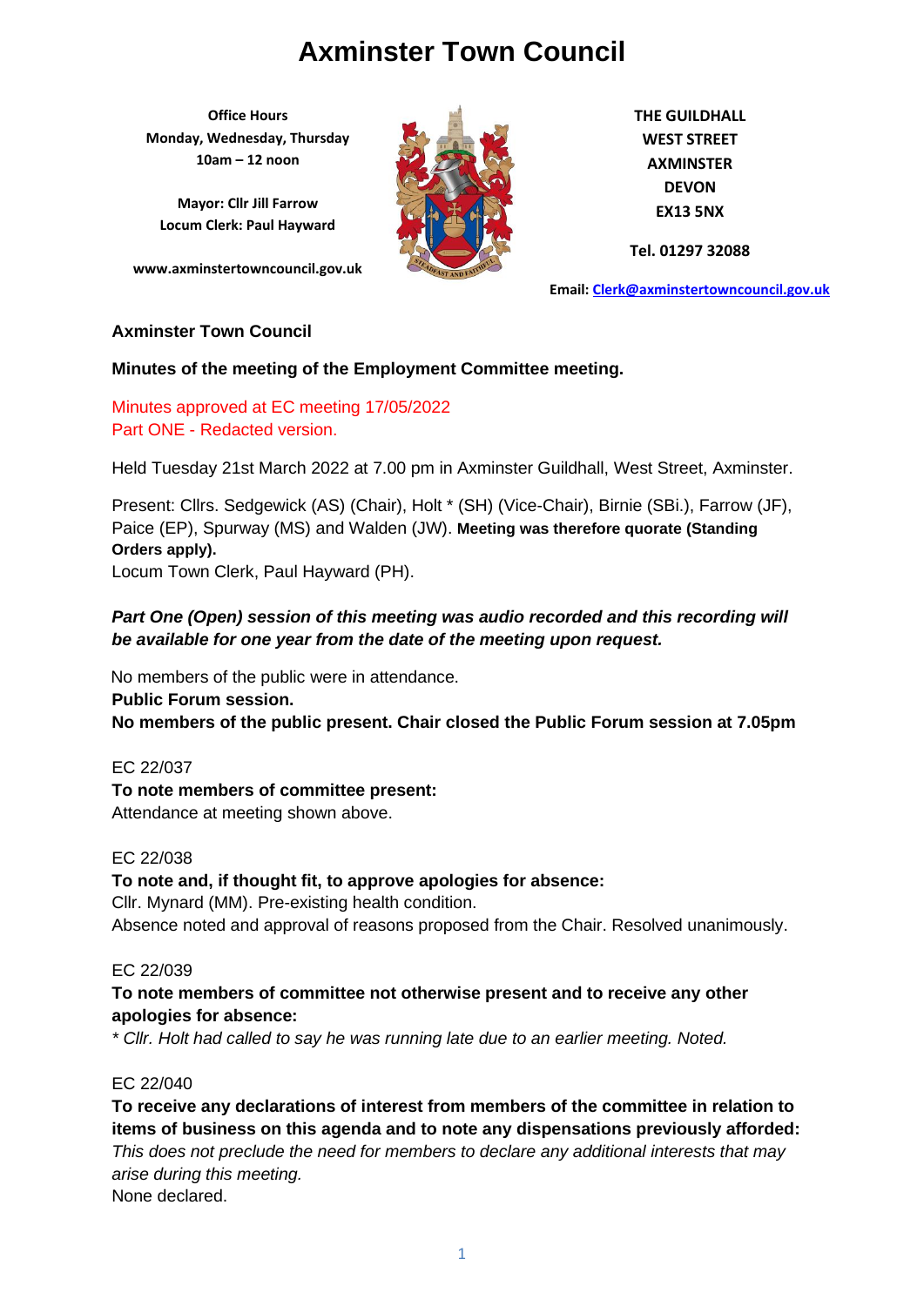# Axminster Town Council

**Office Hours**
**Monday, Wednesday, Thursday**
**10am – 12 noon**

**Mayor: Cllr Jill Farrow**
**Locum Clerk: Paul Hayward**

**www.axminstertowncouncil.gov.uk**

**THE GUILDHALL**
**WEST STREET**
**AXMINSTER**
**DEVON**
**EX13 5NX**

**Tel. 01297 32088**

**Email: Clerk@axminstertowncouncil.gov.uk**

**Axminster Town Council**

**Minutes of the meeting of the Employment Committee meeting.**

Minutes approved at EC meeting 17/05/2022
Part ONE - Redacted version.

Held Tuesday 21st March 2022 at 7.00 pm in Axminster Guildhall, West Street, Axminster.

Present: Cllrs. Sedgewick (AS) (Chair), Holt * (SH) (Vice-Chair), Birnie (SBi.), Farrow (JF), Paice (EP), Spurway (MS) and Walden (JW). **Meeting was therefore quorate (Standing Orders apply).**
Locum Town Clerk, Paul Hayward (PH).

***Part One (Open) session of this meeting was audio recorded and this recording will be available for one year from the date of the meeting upon request.***

No members of the public were in attendance.
**Public Forum session.**
**No members of the public present. Chair closed the Public Forum session at 7.05pm**

EC 22/037
**To note members of committee present:**
Attendance at meeting shown above.

EC 22/038
**To note and, if thought fit, to approve apologies for absence:**
Cllr. Mynard (MM). Pre-existing health condition.
Absence noted and approval of reasons proposed from the Chair. Resolved unanimously.

EC 22/039
**To note members of committee not otherwise present and to receive any other apologies for absence:**
*\* Cllr. Holt had called to say he was running late due to an earlier meeting. Noted.*

EC 22/040
**To receive any declarations of interest from members of the committee in relation to items of business on this agenda and to note any dispensations previously afforded:**
*This does not preclude the need for members to declare any additional interests that may arise during this meeting.*
None declared.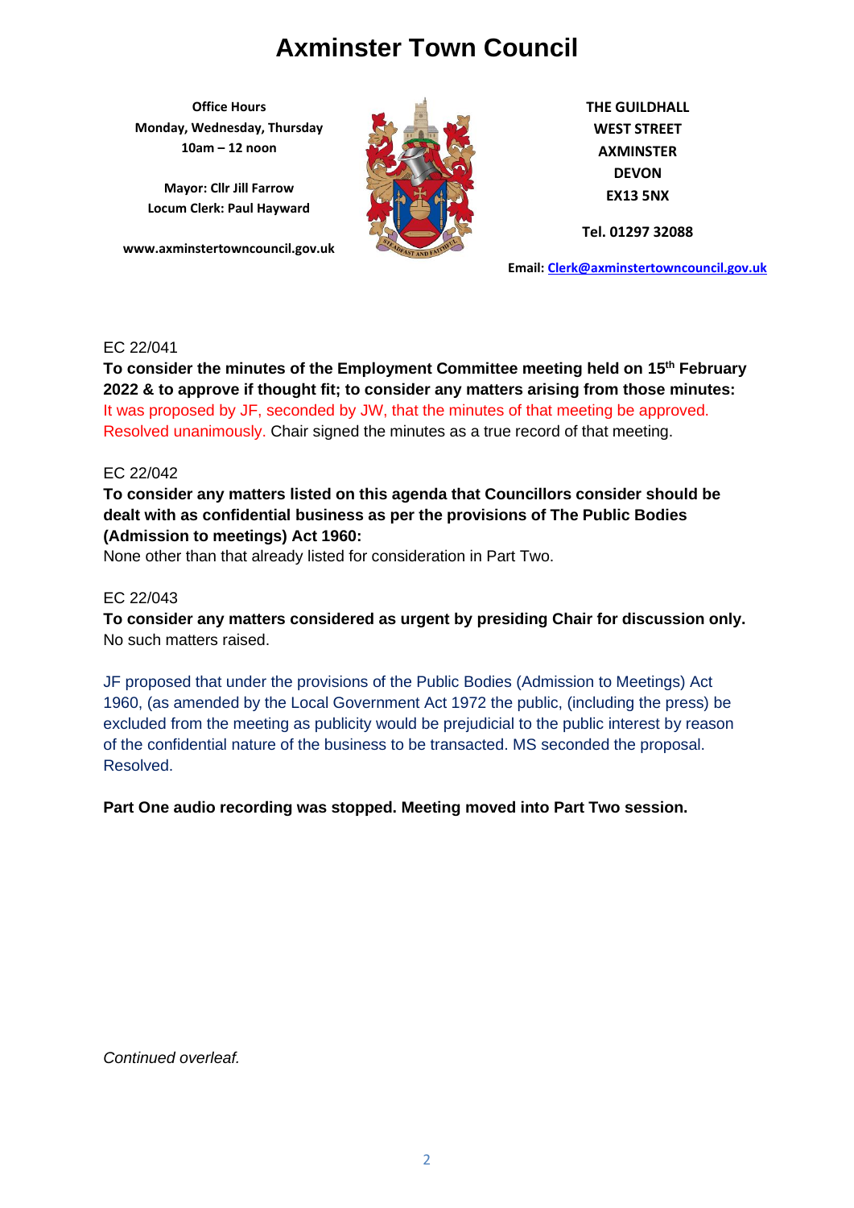# Axminster Town Council

**Office Hours**
**Monday, Wednesday, Thursday**
**10am – 12 noon**

**Mayor: Cllr Jill Farrow**
**Locum Clerk: Paul Hayward**

**www.axminstertowncouncil.gov.uk**

**THE GUILDHALL**
**WEST STREET**
**AXMINSTER**
**DEVON**
**EX13 5NX**

**Tel. 01297 32088**

**Email: Clerk@axminstertowncouncil.gov.uk**

EC 22/041

**To consider the minutes of the Employment Committee meeting held on 15th February 2022 & to approve if thought fit; to consider any matters arising from those minutes:**
It was proposed by JF, seconded by JW, that the minutes of that meeting be approved. Resolved unanimously. Chair signed the minutes as a true record of that meeting.

EC 22/042

**To consider any matters listed on this agenda that Councillors consider should be dealt with as confidential business as per the provisions of The Public Bodies (Admission to meetings) Act 1960:**
None other than that already listed for consideration in Part Two.

EC 22/043

**To consider any matters considered as urgent by presiding Chair for discussion only.**
No such matters raised.

JF proposed that under the provisions of the Public Bodies (Admission to Meetings) Act 1960, (as amended by the Local Government Act 1972 the public, (including the press) be excluded from the meeting as publicity would be prejudicial to the public interest by reason of the confidential nature of the business to be transacted. MS seconded the proposal. Resolved.

**Part One audio recording was stopped. Meeting moved into Part Two session.**

*Continued overleaf.*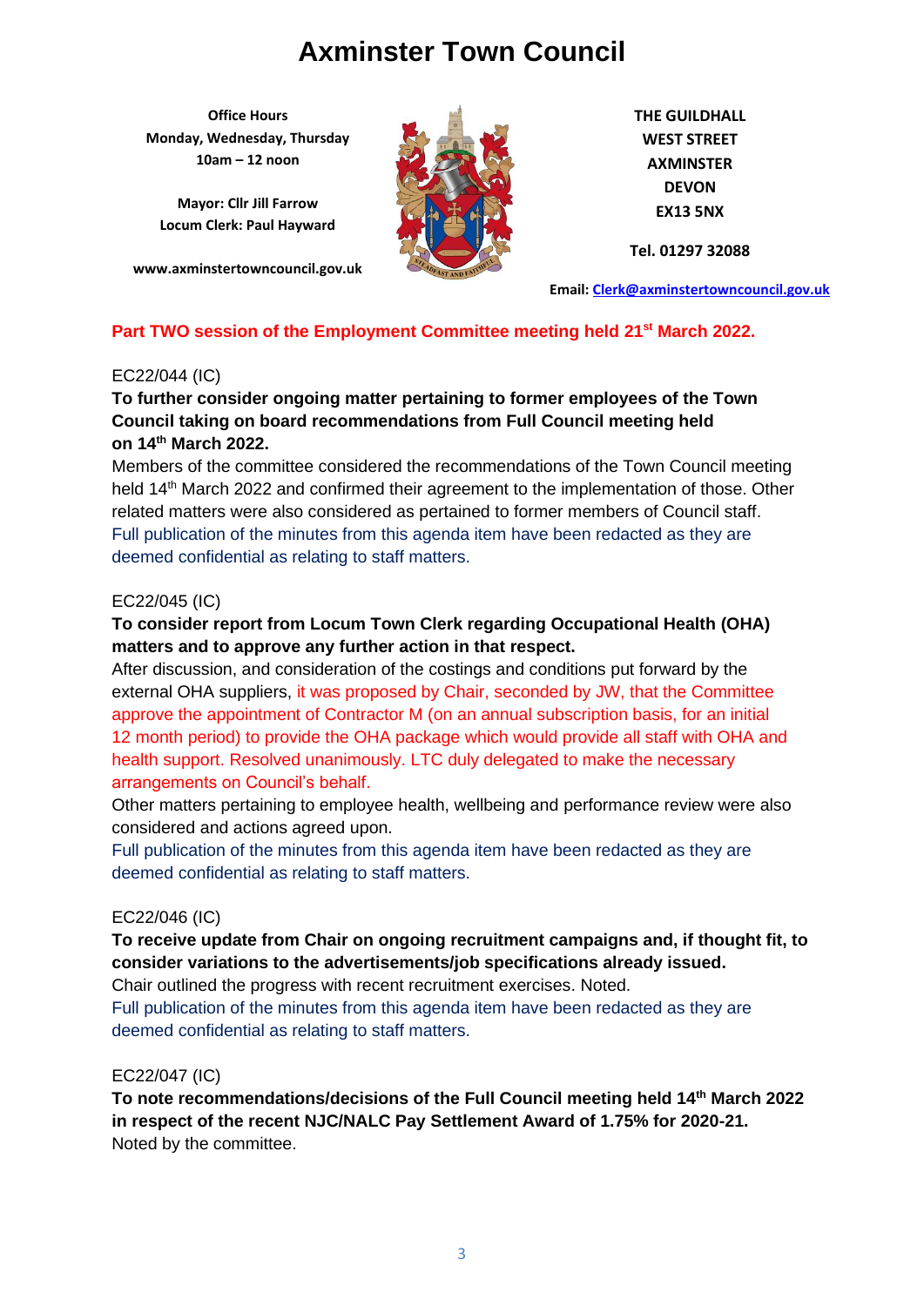# Axminster Town Council

**Office Hours**
**Monday, Wednesday, Thursday**
**10am – 12 noon**

**Mayor: Cllr Jill Farrow**
**Locum Clerk: Paul Hayward**

**www.axminstertowncouncil.gov.uk**

**THE GUILDHALL**
**WEST STREET**
**AXMINSTER**
**DEVON**
**EX13 5NX**

**Tel. 01297 32088**

**Email: Clerk@axminstertowncouncil.gov.uk**

**Part TWO session of the Employment Committee meeting held 21st March 2022.**

EC22/044 (IC)

**To further consider ongoing matter pertaining to former employees of the Town Council taking on board recommendations from Full Council meeting held on 14th March 2022.**

Members of the committee considered the recommendations of the Town Council meeting held 14th March 2022 and confirmed their agreement to the implementation of those. Other related matters were also considered as pertained to former members of Council staff.
Full publication of the minutes from this agenda item have been redacted as they are deemed confidential as relating to staff matters.

EC22/045 (IC)

**To consider report from Locum Town Clerk regarding Occupational Health (OHA) matters and to approve any further action in that respect.**

After discussion, and consideration of the costings and conditions put forward by the external OHA suppliers, it was proposed by Chair, seconded by JW, that the Committee approve the appointment of Contractor M (on an annual subscription basis, for an initial 12 month period) to provide the OHA package which would provide all staff with OHA and health support. Resolved unanimously. LTC duly delegated to make the necessary arrangements on Council's behalf.
Other matters pertaining to employee health, wellbeing and performance review were also considered and actions agreed upon.
Full publication of the minutes from this agenda item have been redacted as they are deemed confidential as relating to staff matters.

EC22/046 (IC)

**To receive update from Chair on ongoing recruitment campaigns and, if thought fit, to consider variations to the advertisements/job specifications already issued.**

Chair outlined the progress with recent recruitment exercises. Noted.
Full publication of the minutes from this agenda item have been redacted as they are deemed confidential as relating to staff matters.

EC22/047 (IC)

**To note recommendations/decisions of the Full Council meeting held 14th March 2022 in respect of the recent NJC/NALC Pay Settlement Award of 1.75% for 2020-21.**

Noted by the committee.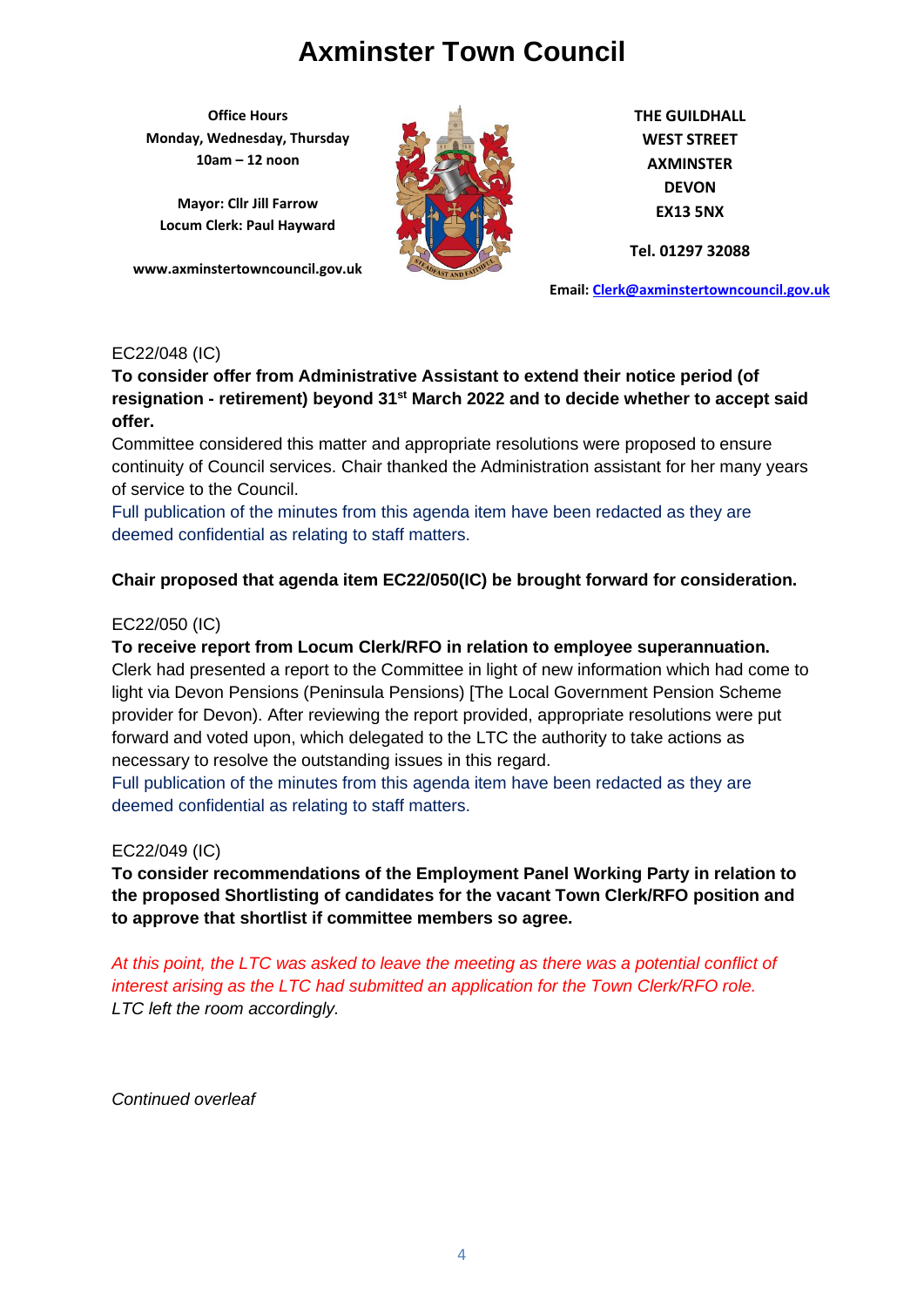# Axminster Town Council

**Office Hours**
**Monday, Wednesday, Thursday**
**10am – 12 noon**

**Mayor: Cllr Jill Farrow**
**Locum Clerk: Paul Hayward**

**www.axminstertowncouncil.gov.uk**

**THE GUILDHALL**
**WEST STREET**
**AXMINSTER**
**DEVON**
**EX13 5NX**

**Tel. 01297 32088**

**Email: Clerk@axminstertowncouncil.gov.uk**

EC22/048 (IC)

**To consider offer from Administrative Assistant to extend their notice period (of resignation - retirement) beyond 31st March 2022 and to decide whether to accept said offer.**

Committee considered this matter and appropriate resolutions were proposed to ensure continuity of Council services. Chair thanked the Administration assistant for her many years of service to the Council.

Full publication of the minutes from this agenda item have been redacted as they are deemed confidential as relating to staff matters.

**Chair proposed that agenda item EC22/050(IC) be brought forward for consideration.**

EC22/050 (IC)

**To receive report from Locum Clerk/RFO in relation to employee superannuation.**

Clerk had presented a report to the Committee in light of new information which had come to light via Devon Pensions (Peninsula Pensions) [The Local Government Pension Scheme provider for Devon). After reviewing the report provided, appropriate resolutions were put forward and voted upon, which delegated to the LTC the authority to take actions as necessary to resolve the outstanding issues in this regard.

Full publication of the minutes from this agenda item have been redacted as they are deemed confidential as relating to staff matters.

EC22/049 (IC)

**To consider recommendations of the Employment Panel Working Party in relation to the proposed Shortlisting of candidates for the vacant Town Clerk/RFO position and to approve that shortlist if committee members so agree.**

*At this point, the LTC was asked to leave the meeting as there was a potential conflict of interest arising as the LTC had submitted an application for the Town Clerk/RFO role.*
*LTC left the room accordingly.*

*Continued overleaf*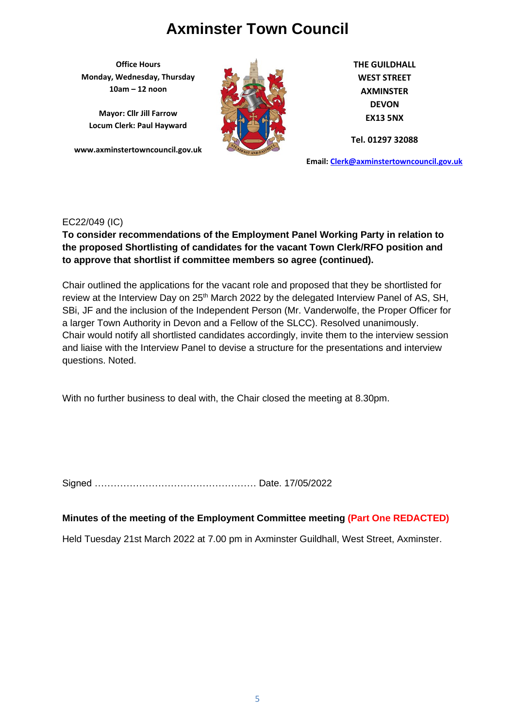# Axminster Town Council

**Office Hours**
**Monday, Wednesday, Thursday**
**10am – 12 noon**

**Mayor: Cllr Jill Farrow**
**Locum Clerk: Paul Hayward**

**www.axminstertowncouncil.gov.uk**

**THE GUILDHALL**
**WEST STREET**
**AXMINSTER**
**DEVON**
**EX13 5NX**

**Tel. 01297 32088**

**Email: Clerk@axminstertowncouncil.gov.uk**

EC22/049 (IC)

**To consider recommendations of the Employment Panel Working Party in relation to the proposed Shortlisting of candidates for the vacant Town Clerk/RFO position and to approve that shortlist if committee members so agree (continued).**

Chair outlined the applications for the vacant role and proposed that they be shortlisted for review at the Interview Day on 25th March 2022 by the delegated Interview Panel of AS, SH, SBi, JF and the inclusion of the Independent Person (Mr. Vanderwolfe, the Proper Officer for a larger Town Authority in Devon and a Fellow of the SLCC). Resolved unanimously.
Chair would notify all shortlisted candidates accordingly, invite them to the interview session and liaise with the Interview Panel to devise a structure for the presentations and interview questions. Noted.

With no further business to deal with, the Chair closed the meeting at 8.30pm.

Signed …………………………………………… Date. 17/05/2022

**Minutes of the meeting of the Employment Committee meeting (Part One REDACTED)**

Held Tuesday 21st March 2022 at 7.00 pm in Axminster Guildhall, West Street, Axminster.